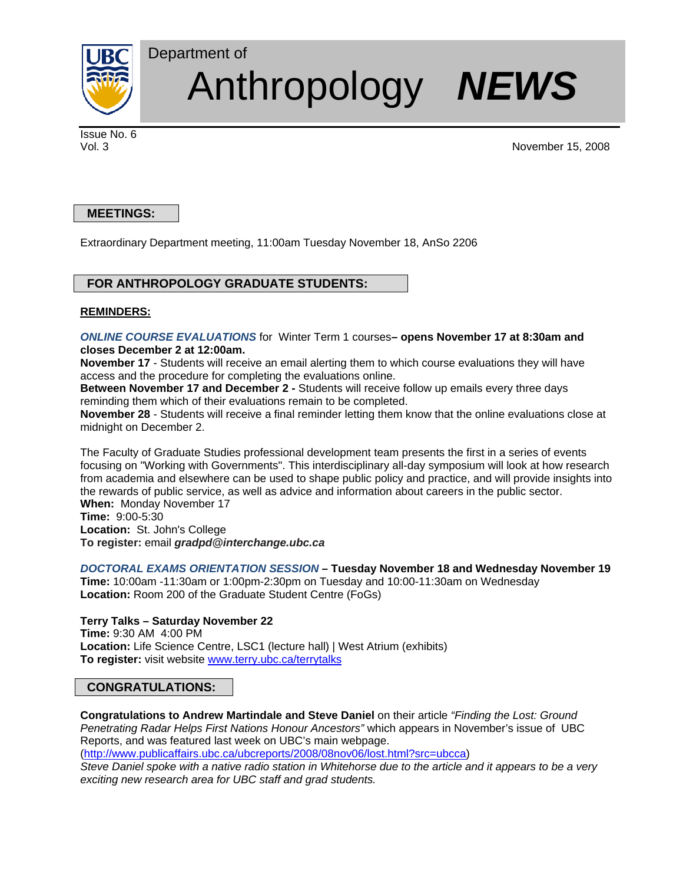# Department of Anthropology *NEWS*

Issue No. 6
Vol. 3

November 15, 2008

## MEETINGS:

Extraordinary Department meeting, 11:00am Tuesday November 18, AnSo 2206

## FOR ANTHROPOLOGY GRADUATE STUDENTS:

**REMINDERS:**

***ONLINE COURSE EVALUATIONS*** for Winter Term 1 courses**– opens November 17 at 8:30am and closes December 2 at 12:00am.**
**November 17** - Students will receive an email alerting them to which course evaluations they will have access and the procedure for completing the evaluations online.
**Between November 17 and December 2 -** Students will receive follow up emails every three days reminding them which of their evaluations remain to be completed.
**November 28** - Students will receive a final reminder letting them know that the online evaluations close at midnight on December 2.

The Faculty of Graduate Studies professional development team presents the first in a series of events focusing on "Working with Governments". This interdisciplinary all-day symposium will look at how research from academia and elsewhere can be used to shape public policy and practice, and will provide insights into the rewards of public service, as well as advice and information about careers in the public sector.
**When:** Monday November 17
**Time:** 9:00-5:30
**Location:** St. John's College
**To register:** email ***gradpd@interchange.ubc.ca***

***DOCTORAL EXAMS ORIENTATION SESSION*** **– Tuesday November 18 and Wednesday November 19**
**Time:** 10:00am -11:30am or 1:00pm-2:30pm on Tuesday and 10:00-11:30am on Wednesday
**Location:** Room 200 of the Graduate Student Centre (FoGs)

**Terry Talks – Saturday November 22**
**Time:** 9:30 AM 4:00 PM
**Location:** Life Science Centre, LSC1 (lecture hall) | West Atrium (exhibits)
**To register:** visit website www.terry.ubc.ca/terrytalks

## CONGRATULATIONS:

**Congratulations to Andrew Martindale and Steve Daniel** on their article *"Finding the Lost: Ground Penetrating Radar Helps First Nations Honour Ancestors"* which appears in November's issue of UBC Reports, and was featured last week on UBC's main webpage.
(http://www.publicaffairs.ubc.ca/ubcreports/2008/08nov06/lost.html?src=ubcca)
*Steve Daniel spoke with a native radio station in Whitehorse due to the article and it appears to be a very exciting new research area for UBC staff and grad students.*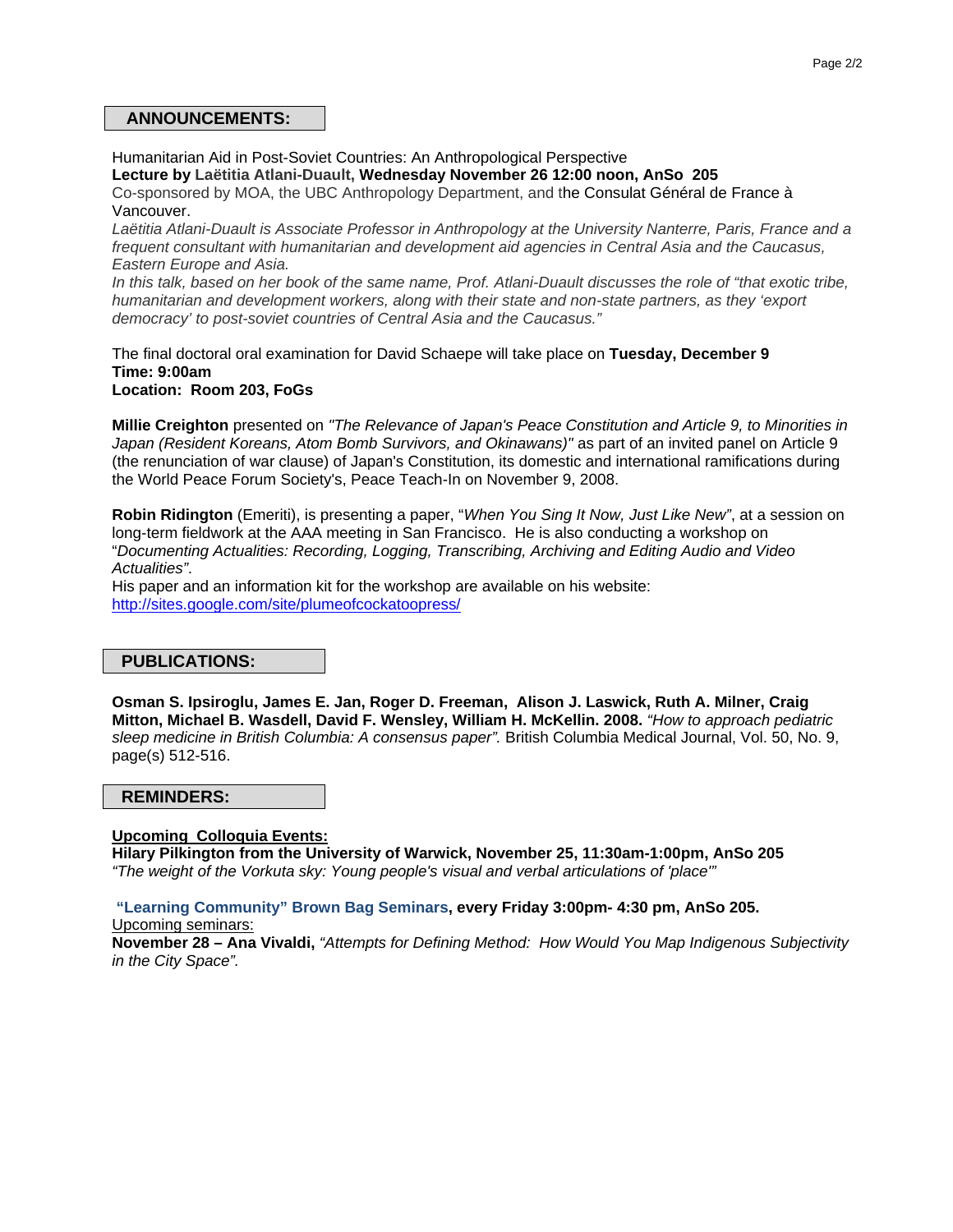## ANNOUNCEMENTS:

Humanitarian Aid in Post-Soviet Countries: An Anthropological Perspective
**Lecture by Laëtitia Atlani-Duault, Wednesday November 26 12:00 noon, AnSo 205**
Co-sponsored by MOA, the UBC Anthropology Department, and the Consulat Général de France à Vancouver.
*Laëtitia Atlani-Duault is Associate Professor in Anthropology at the University Nanterre, Paris, France and a frequent consultant with humanitarian and development aid agencies in Central Asia and the Caucasus, Eastern Europe and Asia.*
*In this talk, based on her book of the same name, Prof. Atlani-Duault discusses the role of "that exotic tribe, humanitarian and development workers, along with their state and non-state partners, as they 'export democracy' to post-soviet countries of Central Asia and the Caucasus."*

The final doctoral oral examination for David Schaepe will take place on **Tuesday, December 9**
**Time: 9:00am**
**Location: Room 203, FoGs**

**Millie Creighton** presented on *"The Relevance of Japan's Peace Constitution and Article 9, to Minorities in Japan (Resident Koreans, Atom Bomb Survivors, and Okinawans)"* as part of an invited panel on Article 9 (the renunciation of war clause) of Japan's Constitution, its domestic and international ramifications during the World Peace Forum Society's, Peace Teach-In on November 9, 2008.

**Robin Ridington** (Emeriti), is presenting a paper, "*When You Sing It Now, Just Like New*", at a session on long-term fieldwork at the AAA meeting in San Francisco. He is also conducting a workshop on "*Documenting Actualities: Recording, Logging, Transcribing, Archiving and Editing Audio and Video Actualities*".
His paper and an information kit for the workshop are available on his website:
http://sites.google.com/site/plumeofcockatoopress/

## PUBLICATIONS:

**Osman S. Ipsiroglu, James E. Jan, Roger D. Freeman, Alison J. Laswick, Ruth A. Milner, Craig Mitton, Michael B. Wasdell, David F. Wensley, William H. McKellin. 2008.** *"How to approach pediatric sleep medicine in British Columbia: A consensus paper".* British Columbia Medical Journal, Vol. 50, No. 9, page(s) 512-516.

## REMINDERS:

**Upcoming Colloquia Events:**
**Hilary Pilkington from the University of Warwick, November 25, 11:30am-1:00pm, AnSo 205**
*"The weight of the Vorkuta sky: Young people's visual and verbal articulations of 'place'"*

**"Learning Community" Brown Bag Seminars, every Friday 3:00pm- 4:30 pm, AnSo 205.**
Upcoming seminars:
**November 28 – Ana Vivaldi,** *"Attempts for Defining Method: How Would You Map Indigenous Subjectivity in the City Space".*